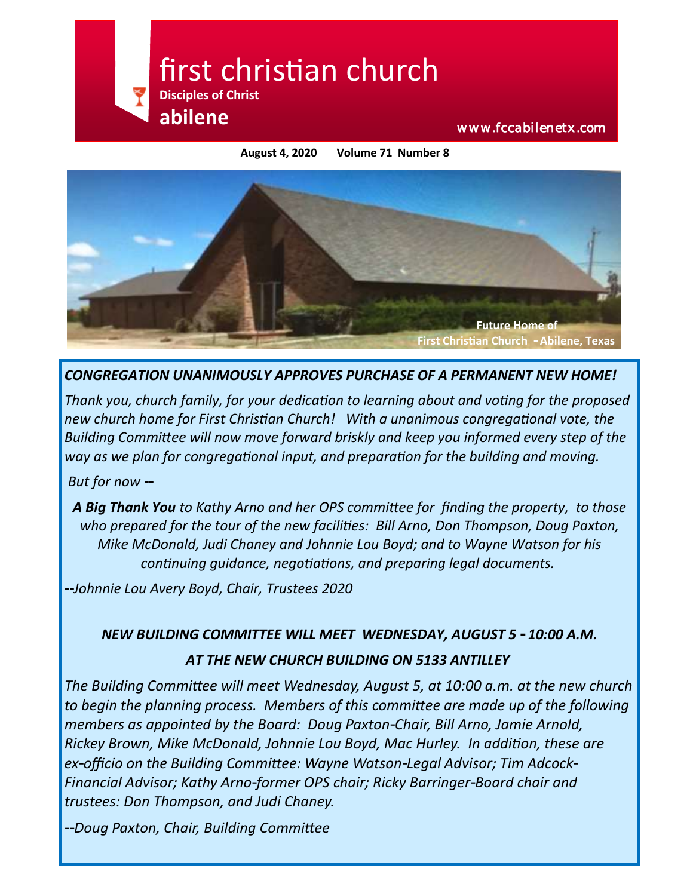# first christian church

**Disciples of Christ**

**abilene**

www.fccabilenetx.com

**August 4, 2020 Volume 71 Number 8**

Future Home of First Christian Church - Abilene, Texas

## *CONGREGATION UNANIMOUSLY APPROVES PURCHASE OF A PERMANENT NEW HOME!*

*Thank you, church family, for your dedication to learning about and voting for the proposed new church home for First Christian Church! With a unanimous congregational vote, the Building Committee will now move forward briskly and keep you informed every step of the way as we plan for congregational input, and preparation for the building and moving.*

*But for now --*

***A Big Thank You** to Kathy Arno and her OPS committee for finding the property, to those who prepared for the tour of the new facilities: Bill Arno, Don Thompson, Doug Paxton, Mike McDonald, Judi Chaney and Johnnie Lou Boyd; and to Wayne Watson for his continuing guidance, negotiations, and preparing legal documents.*

*--Johnnie Lou Avery Boyd, Chair, Trustees 2020*

## *NEW BUILDING COMMITTEE WILL MEET WEDNESDAY, AUGUST 5 - 10:00 A.M. AT THE NEW CHURCH BUILDING ON 5133 ANTILLEY*

*The Building Committee will meet Wednesday, August 5, at 10:00 a.m. at the new church to begin the planning process. Members of this committee are made up of the following members as appointed by the Board: Doug Paxton-Chair, Bill Arno, Jamie Arnold, Rickey Brown, Mike McDonald, Johnnie Lou Boyd, Mac Hurley. In addition, these are ex-officio on the Building Committee: Wayne Watson-Legal Advisor; Tim Adcock-Financial Advisor; Kathy Arno-former OPS chair; Ricky Barringer-Board chair and trustees: Don Thompson, and Judi Chaney.*

*--Doug Paxton, Chair, Building Committee*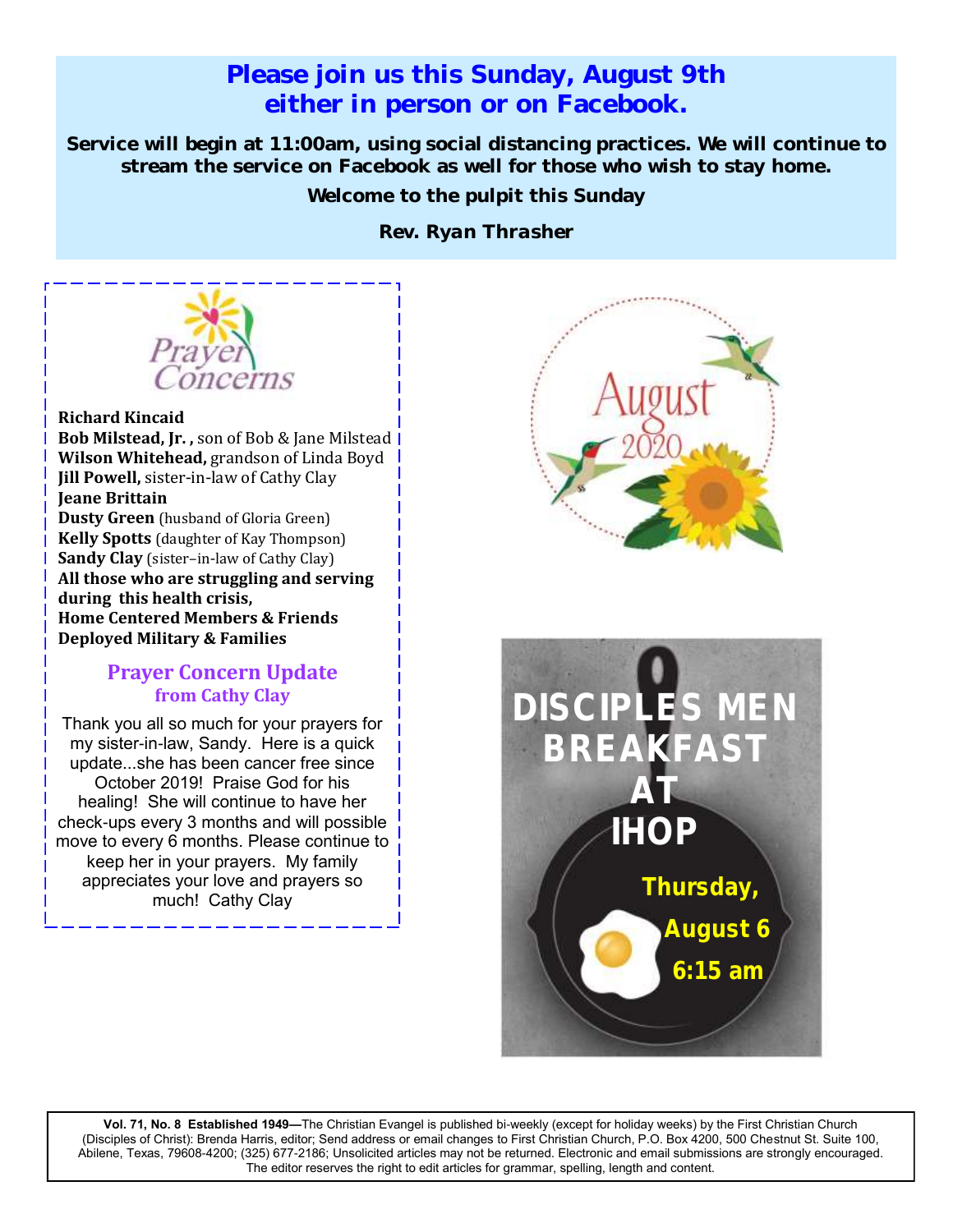## Please join us this Sunday, August 9th either in person or on Facebook.

**Service will begin at 11:00am, using social distancing practices. We will continue to stream the service on Facebook as well for those who wish to stay home.**

**Welcome to the pulpit this Sunday**

**Rev. Ryan Thrasher**

### Prayer Concerns

**Richard Kincaid**
**Bob Milstead, Jr. ,** son of Bob & Jane Milstead
**Wilson Whitehead,** grandson of Linda Boyd
**Jill Powell,** sister-in-law of Cathy Clay
**Jeane Brittain**
**Dusty Green** (husband of Gloria Green)
**Kelly Spotts** (daughter of Kay Thompson)
**Sandy Clay** (sister–in-law of Cathy Clay)
**All those who are struggling and serving during this health crisis,**
**Home Centered Members & Friends**
**Deployed Military & Families**

### Prayer Concern Update from Cathy Clay

Thank you all so much for your prayers for my sister-in-law, Sandy. Here is a quick update...she has been cancer free since October 2019! Praise God for his healing! She will continue to have her check-ups every 3 months and will possible move to every 6 months. Please continue to keep her in your prayers. My family appreciates your love and prayers so much! Cathy Clay

August 2020

## DISCIPLES MEN BREAKFAST AT IHOP

**Thursday, August 6**
**6:15 am**

**Vol. 71, No. 8 Established 1949—**The Christian Evangel is published bi-weekly (except for holiday weeks) by the First Christian Church (Disciples of Christ): Brenda Harris, editor; Send address or email changes to First Christian Church, P.O. Box 4200, 500 Chestnut St. Suite 100, Abilene, Texas, 79608-4200; (325) 677-2186; Unsolicited articles may not be returned. Electronic and email submissions are strongly encouraged. The editor reserves the right to edit articles for grammar, spelling, length and content.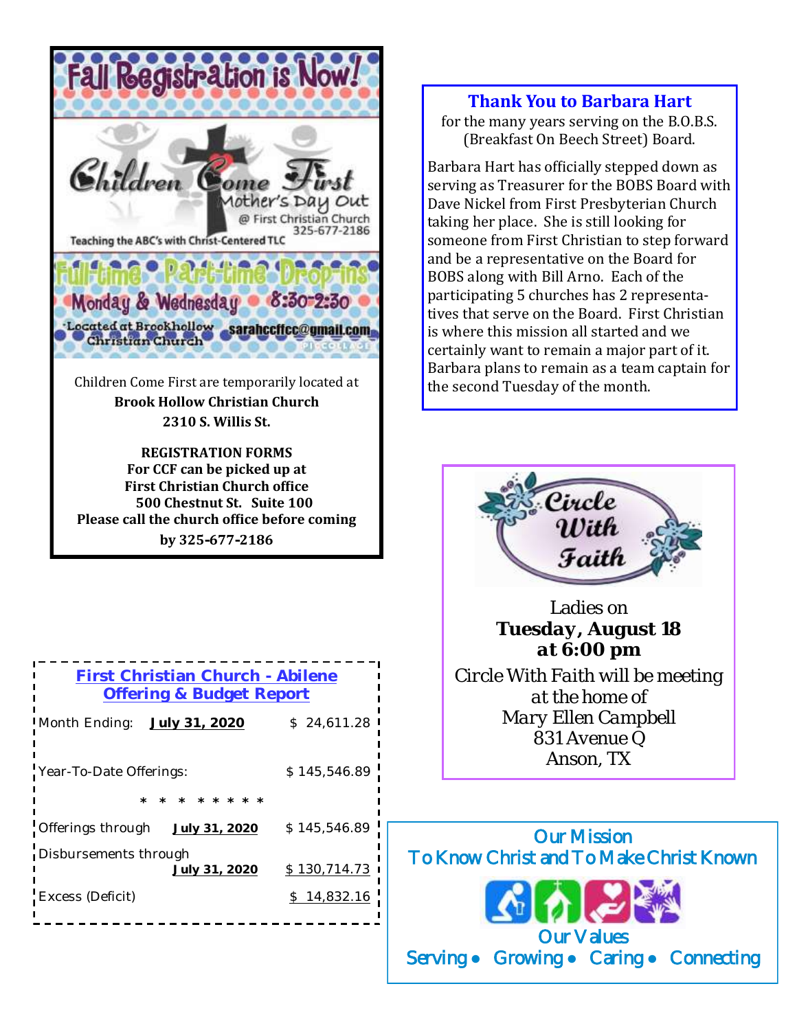# Fall Registration is Now!

**Children Come First**
Mother's Day Out
@ First Christian Church
325-677-2186

Teaching the ABC's with Christ-Centered TLC

Full-time • Part-time • Drop-ins
Monday & Wednesday • 8:30-2:30
Located at Brookhollow Christian Church
sarahccffcc@gmail.com

Children Come First are temporarily located at
**Brook Hollow Christian Church**
**2310 S. Willis St.**

**REGISTRATION FORMS**
**For CCF can be picked up at**
**First Christian Church office**
**500 Chestnut St. Suite 100**
**Please call the church office before coming**
**by 325-677-2186**

## Thank You to Barbara Hart

for the many years serving on the B.O.B.S. (Breakfast On Beech Street) Board.

Barbara Hart has officially stepped down as serving as Treasurer for the BOBS Board with Dave Nickel from First Presbyterian Church taking her place. She is still looking for someone from First Christian to step forward and be a representative on the Board for BOBS along with Bill Arno. Each of the participating 5 churches has 2 representatives that serve on the Board. First Christian is where this mission all started and we certainly want to remain a major part of it. Barbara plans to remain as a team captain for the second Tuesday of the month.

## First Christian Church - Abilene Offering & Budget Report

| | |
|---|---|
| Month Ending: **July 31, 2020** | $ 24,611.28 |
| Year-To-Date Offerings: | $ 145,546.89 |
| * * * * * * * * | |
| Offerings through **July 31, 2020** | $ 145,546.89 |
| Disbursements through **July 31, 2020** | $ 130,714.73 |
| Excess (Deficit) | $ 14,832.16 |

## Circle With Faith

Ladies on
**Tuesday, August 18**
**at 6:00 pm**

Circle With Faith will be meeting at the home of
Mary Ellen Campbell
831 Avenue Q
Anson, TX

## Our Mission

To Know Christ and To Make Christ Known

## Our Values

Serving • Growing • Caring • Connecting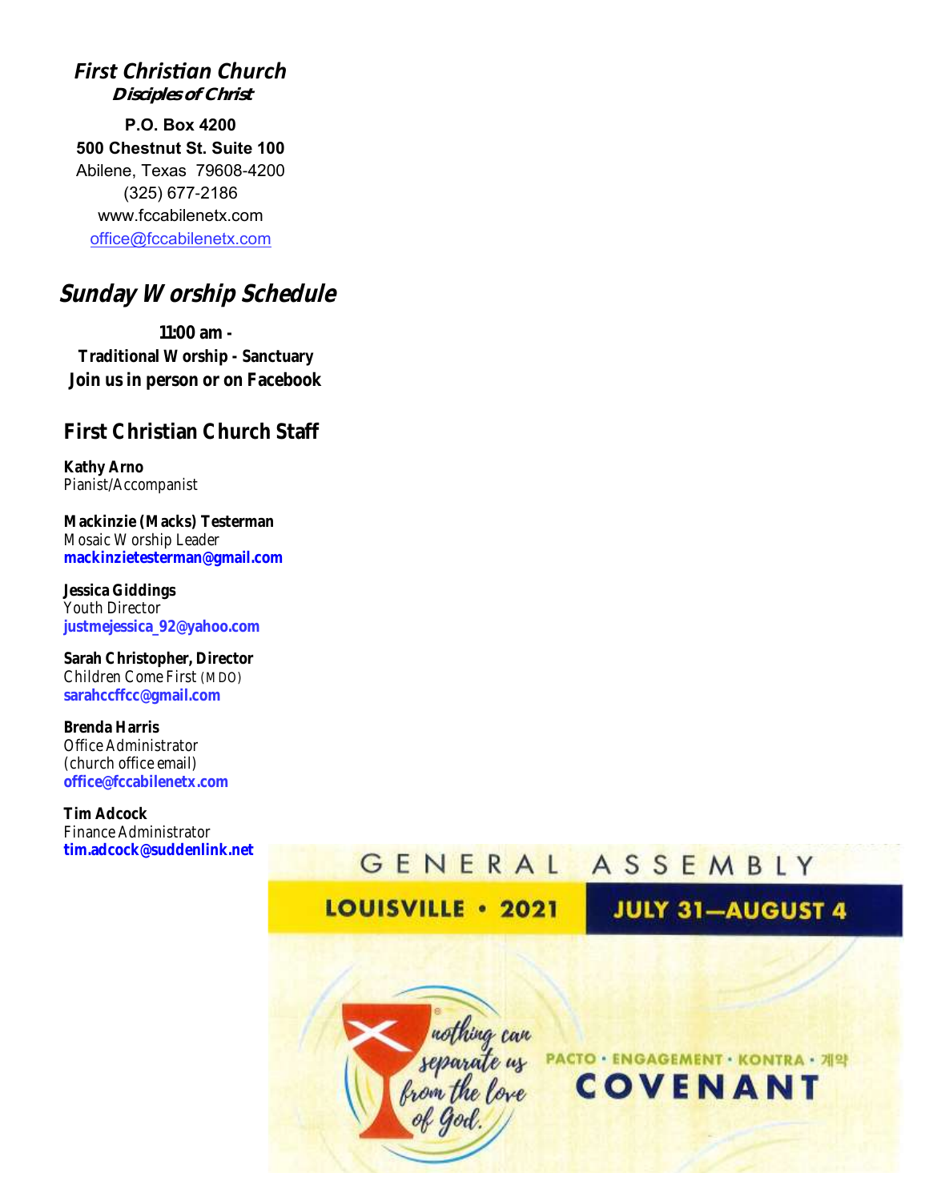***First Christian Church***
***Disciples of Christ***

**P.O. Box 4200**
**500 Chestnut St. Suite 100**
Abilene, Texas 79608-4200
(325) 677-2186
www.fccabilenetx.com
office@fccabilenetx.com

## *Sunday Worship Schedule*

**11:00 am -**
**Traditional Worship - Sanctuary**
**Join us in person or on Facebook**

## First Christian Church Staff

**Kathy Arno**
Pianist/Accompanist

**Mackinzie (Macks) Testerman**
Mosaic Worship Leader
**mackinzietesterman@gmail.com**

**Jessica Giddings**
Youth Director
**justmejessica_92@yahoo.com**

**Sarah Christopher, Director**
Children Come First (MDO)
**sarahccffcc@gmail.com**

**Brenda Harris**
Office Administrator
(church office email)
**office@fccabilenetx.com**

**Tim Adcock**
Finance Administrator
**tim.adcock@suddenlink.net**

GENERAL ASSEMBLY
LOUISVILLE • 2021
JULY 31—AUGUST 4

nothing can separate us from the love of God.

PACTO • ENGAGEMENT • KONTRA • 계약
COVENANT